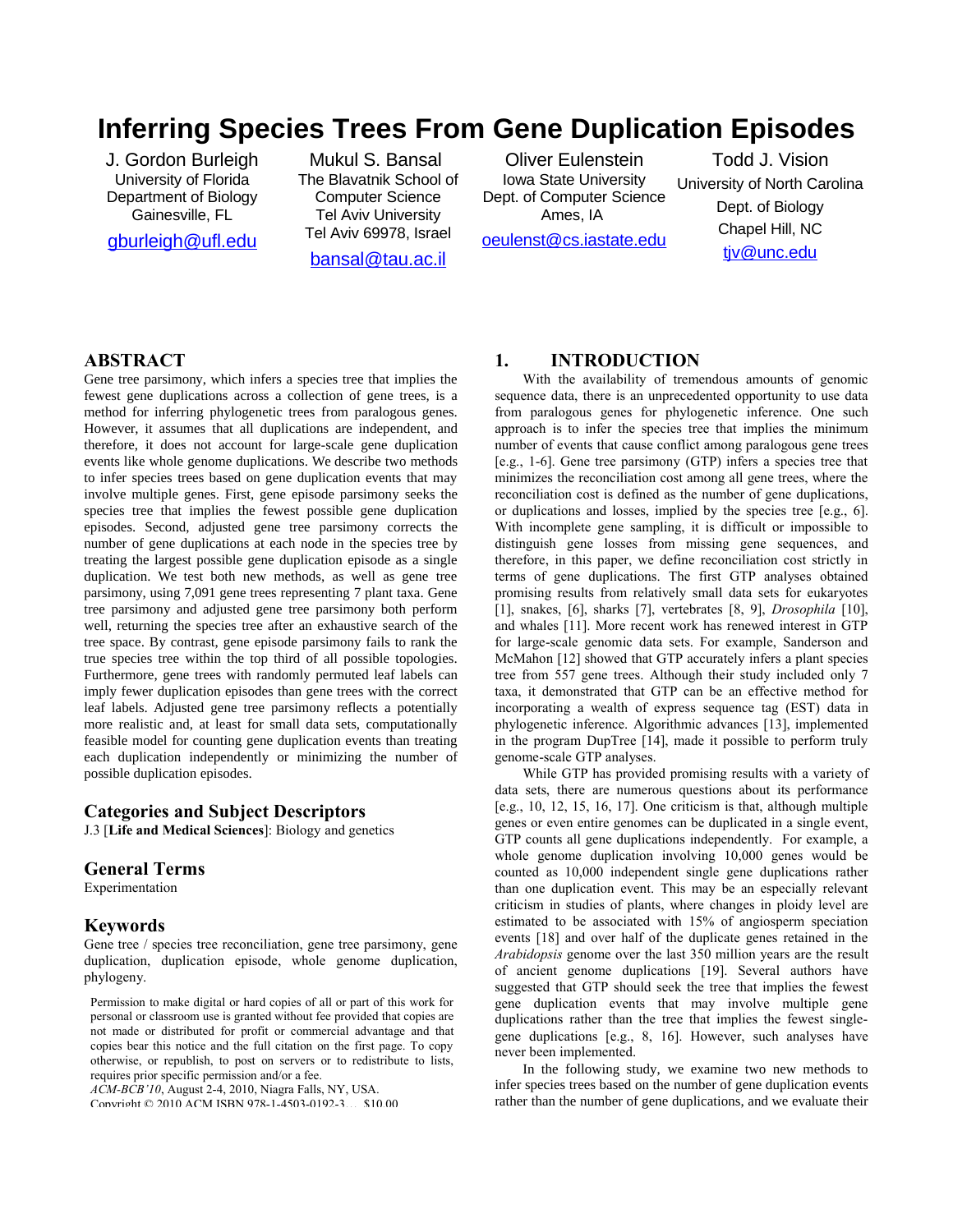# Inferring Species Trees From Gene Duplication Episodes

J. Gordon Burleigh
University of Florida
Department of Biology
Gainesville, FL
gburleigh@ufl.edu

Mukul S. Bansal
The Blavatnik School of Computer Science
Tel Aviv University
Tel Aviv 69978, Israel
bansal@tau.ac.il

Oliver Eulenstein
Iowa State University
Dept. of Computer Science
Ames, IA
oeulenst@cs.iastate.edu

Todd J. Vision
University of North Carolina
Dept. of Biology
Chapel Hill, NC
tjv@unc.edu

## ABSTRACT

Gene tree parsimony, which infers a species tree that implies the fewest gene duplications across a collection of gene trees, is a method for inferring phylogenetic trees from paralogous genes. However, it assumes that all duplications are independent, and therefore, it does not account for large-scale gene duplication events like whole genome duplications. We describe two methods to infer species trees based on gene duplication events that may involve multiple genes. First, gene episode parsimony seeks the species tree that implies the fewest possible gene duplication episodes. Second, adjusted gene tree parsimony corrects the number of gene duplications at each node in the species tree by treating the largest possible gene duplication episode as a single duplication. We test both new methods, as well as gene tree parsimony, using 7,091 gene trees representing 7 plant taxa. Gene tree parsimony and adjusted gene tree parsimony both perform well, returning the species tree after an exhaustive search of the tree space. By contrast, gene episode parsimony fails to rank the true species tree within the top third of all possible topologies. Furthermore, gene trees with randomly permuted leaf labels can imply fewer duplication episodes than gene trees with the correct leaf labels. Adjusted gene tree parsimony reflects a potentially more realistic and, at least for small data sets, computationally feasible model for counting gene duplication events than treating each duplication independently or minimizing the number of possible duplication episodes.

## Categories and Subject Descriptors

J.3 [**Life and Medical Sciences**]: Biology and genetics

## General Terms

Experimentation

## Keywords

Gene tree / species tree reconciliation, gene tree parsimony, gene duplication, duplication episode, whole genome duplication, phylogeny.

Permission to make digital or hard copies of all or part of this work for personal or classroom use is granted without fee provided that copies are not made or distributed for profit or commercial advantage and that copies bear this notice and the full citation on the first page. To copy otherwise, or republish, to post on servers or to redistribute to lists, requires prior specific permission and/or a fee.
*ACM-BCB'10*, August 2-4, 2010, Niagra Falls, NY, USA.
Copyright © 2010 ACM ISBN 978-1-4503-0192-3… $10.00

## 1. INTRODUCTION

With the availability of tremendous amounts of genomic sequence data, there is an unprecedented opportunity to use data from paralogous genes for phylogenetic inference. One such approach is to infer the species tree that implies the minimum number of events that cause conflict among paralogous gene trees [e.g., 1-6]. Gene tree parsimony (GTP) infers a species tree that minimizes the reconciliation cost among all gene trees, where the reconciliation cost is defined as the number of gene duplications, or duplications and losses, implied by the species tree [e.g., 6]. With incomplete gene sampling, it is difficult or impossible to distinguish gene losses from missing gene sequences, and therefore, in this paper, we define reconciliation cost strictly in terms of gene duplications. The first GTP analyses obtained promising results from relatively small data sets for eukaryotes [1], snakes, [6], sharks [7], vertebrates [8, 9], *Drosophila* [10], and whales [11]. More recent work has renewed interest in GTP for large-scale genomic data sets. For example, Sanderson and McMahon [12] showed that GTP accurately infers a plant species tree from 557 gene trees. Although their study included only 7 taxa, it demonstrated that GTP can be an effective method for incorporating a wealth of express sequence tag (EST) data in phylogenetic inference. Algorithmic advances [13], implemented in the program DupTree [14], made it possible to perform truly genome-scale GTP analyses.

While GTP has provided promising results with a variety of data sets, there are numerous questions about its performance [e.g., 10, 12, 15, 16, 17]. One criticism is that, although multiple genes or even entire genomes can be duplicated in a single event, GTP counts all gene duplications independently. For example, a whole genome duplication involving 10,000 genes would be counted as 10,000 independent single gene duplications rather than one duplication event. This may be an especially relevant criticism in studies of plants, where changes in ploidy level are estimated to be associated with 15% of angiosperm speciation events [18] and over half of the duplicate genes retained in the *Arabidopsis* genome over the last 350 million years are the result of ancient genome duplications [19]. Several authors have suggested that GTP should seek the tree that implies the fewest gene duplication events that may involve multiple gene duplications rather than the tree that implies the fewest single-gene duplications [e.g., 8, 16]. However, such analyses have never been implemented.

In the following study, we examine two new methods to infer species trees based on the number of gene duplication events rather than the number of gene duplications, and we evaluate their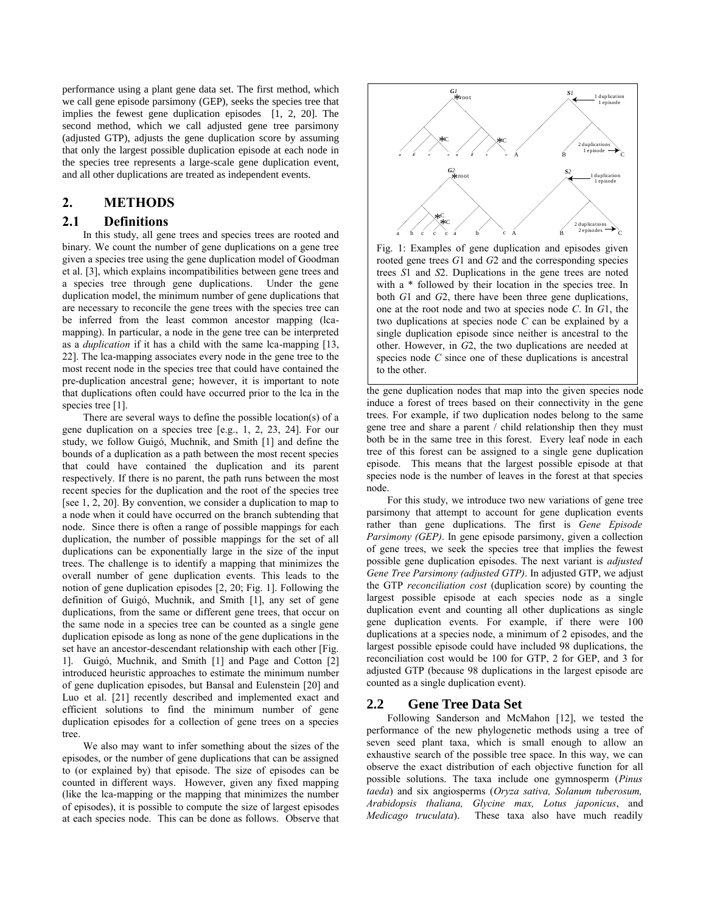performance using a plant gene data set. The first method, which we call gene episode parsimony (GEP), seeks the species tree that implies the fewest gene duplication episodes [1, 2, 20]. The second method, which we call adjusted gene tree parsimony (adjusted GTP), adjusts the gene duplication score by assuming that only the largest possible duplication episode at each node in the species tree represents a large-scale gene duplication event, and all other duplications are treated as independent events.

## 2. METHODS

### 2.1 Definitions

In this study, all gene trees and species trees are rooted and binary. We count the number of gene duplications on a gene tree given a species tree using the gene duplication model of Goodman et al. [3], which explains incompatibilities between gene trees and a species tree through gene duplications. Under the gene duplication model, the minimum number of gene duplications that are necessary to reconcile the gene trees with the species tree can be inferred from the least common ancestor mapping (lca-mapping). In particular, a node in the gene tree can be interpreted as a *duplication* if it has a child with the same lca-mapping [13, 22]. The lca-mapping associates every node in the gene tree to the most recent node in the species tree that could have contained the pre-duplication ancestral gene; however, it is important to note that duplications often could have occurred prior to the lca in the species tree [1].

There are several ways to define the possible location(s) of a gene duplication on a species tree [e.g., 1, 2, 23, 24]. For our study, we follow Guigó, Muchnik, and Smith [1] and define the bounds of a duplication as a path between the most recent species that could have contained the duplication and its parent respectively. If there is no parent, the path runs between the most recent species for the duplication and the root of the species tree [see 1, 2, 20]. By convention, we consider a duplication to map to a node when it could have occurred on the branch subtending that node. Since there is often a range of possible mappings for each duplication, the number of possible mappings for the set of all duplications can be exponentially large in the size of the input trees. The challenge is to identify a mapping that minimizes the overall number of gene duplication events. This leads to the notion of gene duplication episodes [2, 20; Fig. 1]. Following the definition of Guigó, Muchnik, and Smith [1], any set of gene duplications, from the same or different gene trees, that occur on the same node in a species tree can be counted as a single gene duplication episode as long as none of the gene duplications in the set have an ancestor-descendant relationship with each other [Fig. 1]. Guigó, Muchnik, and Smith [1] and Page and Cotton [2] introduced heuristic approaches to estimate the minimum number of gene duplication episodes, but Bansal and Eulenstein [20] and Luo et al. [21] recently described and implemented exact and efficient solutions to find the minimum number of gene duplication episodes for a collection of gene trees on a species tree.

We also may want to infer something about the sizes of the episodes, or the number of gene duplications that can be assigned to (or explained by) that episode. The size of episodes can be counted in different ways. However, given any fixed mapping (like the lca-mapping or the mapping that minimizes the number of episodes), it is possible to compute the size of largest episodes at each species node. This can be done as follows. Observe that the gene duplication nodes that map into the given species node induce a forest of trees based on their connectivity in the gene trees. For example, if two duplication nodes belong to the same gene tree and share a parent / child relationship then they must both be in the same tree in this forest. Every leaf node in each tree of this forest can be assigned to a single gene duplication episode. This means that the largest possible episode at that species node is the number of leaves in the forest at that species node.

Fig. 1: Examples of gene duplication and episodes given rooted gene trees *G*1 and *G*2 and the corresponding species trees *S*1 and *S*2. Duplications in the gene trees are noted with a * followed by their location in the species tree. In both *G*1 and *G*2, there have been three gene duplications, one at the root node and two at species node *C*. In *G*1, the two duplications at species node *C* can be explained by a single duplication episode since neither is ancestral to the other. However, in *G*2, the two duplications are needed at species node *C* since one of these duplications is ancestral to the other.

For this study, we introduce two new variations of gene tree parsimony that attempt to account for gene duplication events rather than gene duplications. The first is *Gene Episode Parsimony (GEP)*. In gene episode parsimony, given a collection of gene trees, we seek the species tree that implies the fewest possible gene duplication episodes. The next variant is *adjusted Gene Tree Parsimony (adjusted GTP)*. In adjusted GTP, we adjust the GTP *reconciliation cost* (duplication score) by counting the largest possible episode at each species node as a single duplication event and counting all other duplications as single gene duplication events. For example, if there were 100 duplications at a species node, a minimum of 2 episodes, and the largest possible episode could have included 98 duplications, the reconciliation cost would be 100 for GTP, 2 for GEP, and 3 for adjusted GTP (because 98 duplications in the largest episode are counted as a single duplication event).

### 2.2 Gene Tree Data Set

Following Sanderson and McMahon [12], we tested the performance of the new phylogenetic methods using a tree of seven seed plant taxa, which is small enough to allow an exhaustive search of the possible tree space. In this way, we can observe the exact distribution of each objective function for all possible solutions. The taxa include one gymnosperm (*Pinus taeda*) and six angiosperms (*Oryza sativa, Solanum tuberosum, Arabidopsis thaliana, Glycine max, Lotus japonicus*, and *Medicago truculata*). These taxa also have much readily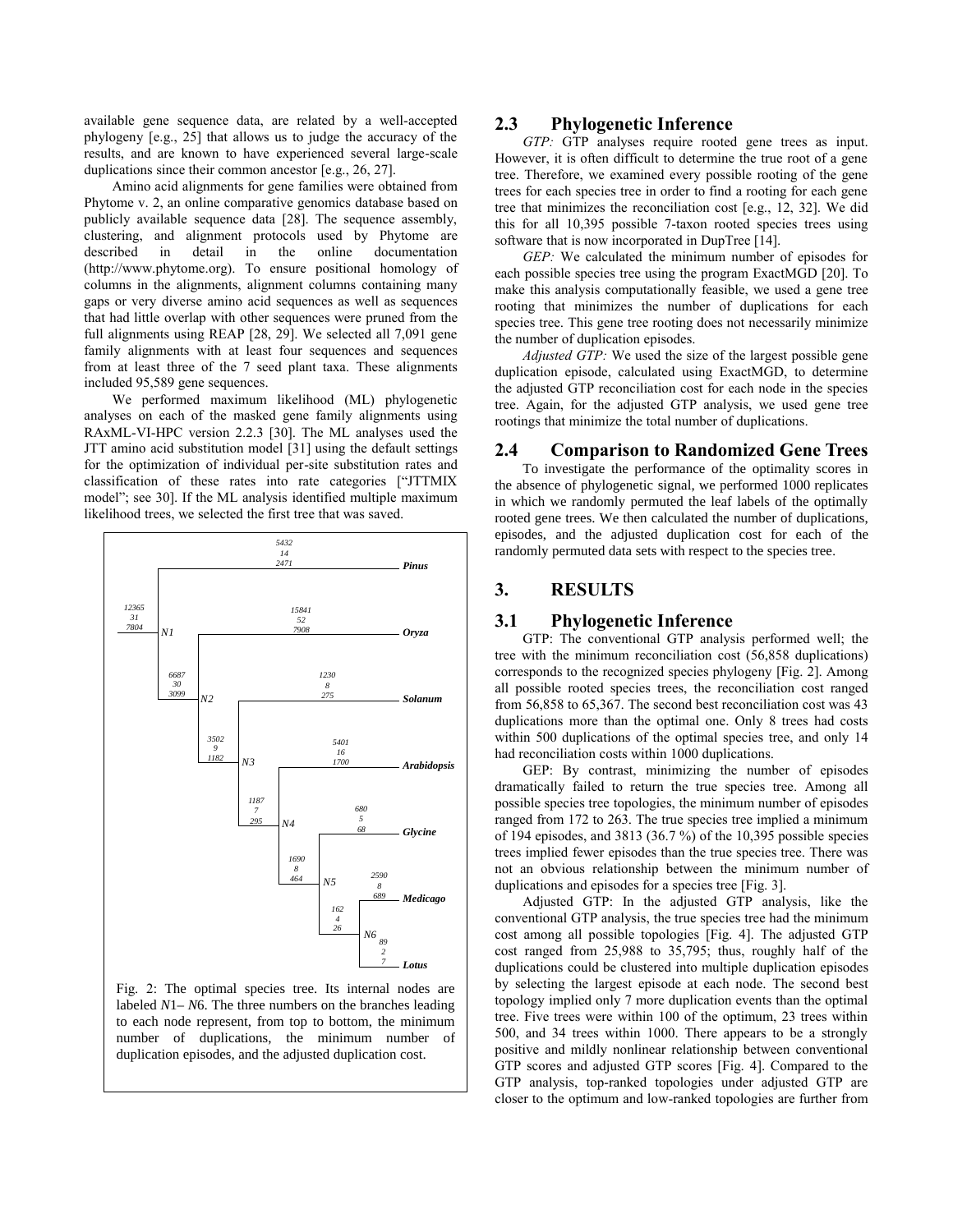available gene sequence data, are related by a well-accepted phylogeny [e.g., 25] that allows us to judge the accuracy of the results, and are known to have experienced several large-scale duplications since their common ancestor [e.g., 26, 27].

Amino acid alignments for gene families were obtained from Phytome v. 2, an online comparative genomics database based on publicly available sequence data [28]. The sequence assembly, clustering, and alignment protocols used by Phytome are described in detail in the online documentation (http://www.phytome.org). To ensure positional homology of columns in the alignments, alignment columns containing many gaps or very diverse amino acid sequences as well as sequences that had little overlap with other sequences were pruned from the full alignments using REAP [28, 29]. We selected all 7,091 gene family alignments with at least four sequences and sequences from at least three of the 7 seed plant taxa. These alignments included 95,589 gene sequences.

We performed maximum likelihood (ML) phylogenetic analyses on each of the masked gene family alignments using RAxML-VI-HPC version 2.2.3 [30]. The ML analyses used the JTT amino acid substitution model [31] using the default settings for the optimization of individual per-site substitution rates and classification of these rates into rate categories ["JTTMIX model"; see 30]. If the ML analysis identified multiple maximum likelihood trees, we selected the first tree that was saved.

Fig. 2: The optimal species tree. Its internal nodes are labeled *N*1– *N*6. The three numbers on the branches leading to each node represent, from top to bottom, the minimum number of duplications, the minimum number of duplication episodes, and the adjusted duplication cost.

## 2.3 Phylogenetic Inference

*GTP:* GTP analyses require rooted gene trees as input. However, it is often difficult to determine the true root of a gene tree. Therefore, we examined every possible rooting of the gene trees for each species tree in order to find a rooting for each gene tree that minimizes the reconciliation cost [e.g., 12, 32]. We did this for all 10,395 possible 7-taxon rooted species trees using software that is now incorporated in DupTree [14].

*GEP:* We calculated the minimum number of episodes for each possible species tree using the program ExactMGD [20]. To make this analysis computationally feasible, we used a gene tree rooting that minimizes the number of duplications for each species tree. This gene tree rooting does not necessarily minimize the number of duplication episodes.

*Adjusted GTP:* We used the size of the largest possible gene duplication episode, calculated using ExactMGD, to determine the adjusted GTP reconciliation cost for each node in the species tree. Again, for the adjusted GTP analysis, we used gene tree rootings that minimize the total number of duplications.

## 2.4 Comparison to Randomized Gene Trees

To investigate the performance of the optimality scores in the absence of phylogenetic signal, we performed 1000 replicates in which we randomly permuted the leaf labels of the optimally rooted gene trees. We then calculated the number of duplications, episodes, and the adjusted duplication cost for each of the randomly permuted data sets with respect to the species tree.

# 3. RESULTS

## 3.1 Phylogenetic Inference

GTP: The conventional GTP analysis performed well; the tree with the minimum reconciliation cost (56,858 duplications) corresponds to the recognized species phylogeny [Fig. 2]. Among all possible rooted species trees, the reconciliation cost ranged from 56,858 to 65,367. The second best reconciliation cost was 43 duplications more than the optimal one. Only 8 trees had costs within 500 duplications of the optimal species tree, and only 14 had reconciliation costs within 1000 duplications.

GEP: By contrast, minimizing the number of episodes dramatically failed to return the true species tree. Among all possible species tree topologies, the minimum number of episodes ranged from 172 to 263. The true species tree implied a minimum of 194 episodes, and 3813 (36.7 %) of the 10,395 possible species trees implied fewer episodes than the true species tree. There was not an obvious relationship between the minimum number of duplications and episodes for a species tree [Fig. 3].

Adjusted GTP: In the adjusted GTP analysis, like the conventional GTP analysis, the true species tree had the minimum cost among all possible topologies [Fig. 4]. The adjusted GTP cost ranged from 25,988 to 35,795; thus, roughly half of the duplications could be clustered into multiple duplication episodes by selecting the largest episode at each node. The second best topology implied only 7 more duplication events than the optimal tree. Five trees were within 100 of the optimum, 23 trees within 500, and 34 trees within 1000. There appears to be a strongly positive and mildly nonlinear relationship between conventional GTP scores and adjusted GTP scores [Fig. 4]. Compared to the GTP analysis, top-ranked topologies under adjusted GTP are closer to the optimum and low-ranked topologies are further from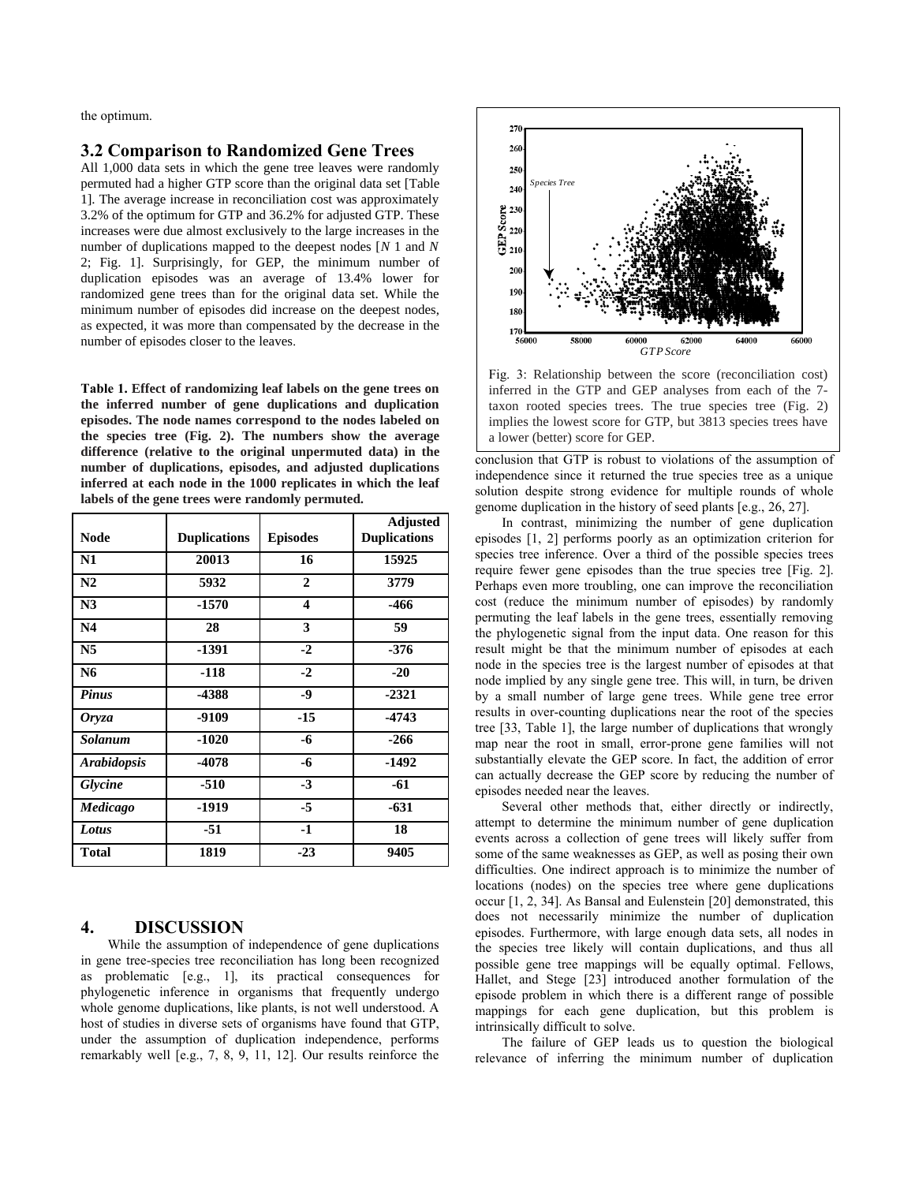the optimum.

### 3.2 Comparison to Randomized Gene Trees

All 1,000 data sets in which the gene tree leaves were randomly permuted had a higher GTP score than the original data set [Table 1]. The average increase in reconciliation cost was approximately 3.2% of the optimum for GTP and 36.2% for adjusted GTP. These increases were due almost exclusively to the large increases in the number of duplications mapped to the deepest nodes [*N* 1 and *N* 2; Fig. 1]. Surprisingly, for GEP, the minimum number of duplication episodes was an average of 13.4% lower for randomized gene trees than for the original data set. While the minimum number of episodes did increase on the deepest nodes, as expected, it was more than compensated by the decrease in the number of episodes closer to the leaves.

**Table 1. Effect of randomizing leaf labels on the gene trees on the inferred number of gene duplications and duplication episodes. The node names correspond to the nodes labeled on the species tree (Fig. 2). The numbers show the average difference (relative to the original unpermuted data) in the number of duplications, episodes, and adjusted duplications inferred at each node in the 1000 replicates in which the leaf labels of the gene trees were randomly permuted.**

| Node | Duplications | Episodes | Adjusted Duplications |
|---|---|---|---|
| **N1** | **20013** | **16** | **15925** |
| **N2** | **5932** | **2** | **3779** |
| **N3** | **-1570** | **4** | **-466** |
| **N4** | **28** | **3** | **59** |
| **N5** | **-1391** | **-2** | **-376** |
| **N6** | **-118** | **-2** | **-20** |
| ***Pinus*** | **-4388** | **-9** | **-2321** |
| ***Oryza*** | **-9109** | **-15** | **-4743** |
| ***Solanum*** | **-1020** | **-6** | **-266** |
| ***Arabidopsis*** | **-4078** | **-6** | **-1492** |
| ***Glycine*** | **-510** | **-3** | **-61** |
| ***Medicago*** | **-1919** | **-5** | **-631** |
| ***Lotus*** | **-51** | **-1** | **18** |
| **Total** | **1819** | **-23** | **9405** |

## 4. DISCUSSION

While the assumption of independence of gene duplications in gene tree-species tree reconciliation has long been recognized as problematic [e.g., 1], its practical consequences for phylogenetic inference in organisms that frequently undergo whole genome duplications, like plants, is not well understood. A host of studies in diverse sets of organisms have found that GTP, under the assumption of duplication independence, performs remarkably well [e.g., 7, 8, 9, 11, 12]. Our results reinforce the conclusion that GTP is robust to violations of the assumption of independence since it returned the true species tree as a unique solution despite strong evidence for multiple rounds of whole genome duplication in the history of seed plants [e.g., 26, 27].

Fig. 3: Relationship between the score (reconciliation cost) inferred in the GTP and GEP analyses from each of the 7-taxon rooted species trees. The true species tree (Fig. 2) implies the lowest score for GTP, but 3813 species trees have a lower (better) score for GEP.

In contrast, minimizing the number of gene duplication episodes [1, 2] performs poorly as an optimization criterion for species tree inference. Over a third of the possible species trees require fewer gene episodes than the true species tree [Fig. 2]. Perhaps even more troubling, one can improve the reconciliation cost (reduce the minimum number of episodes) by randomly permuting the leaf labels in the gene trees, essentially removing the phylogenetic signal from the input data. One reason for this result might be that the minimum number of episodes at each node in the species tree is the largest number of episodes at that node implied by any single gene tree. This will, in turn, be driven by a small number of large gene trees. While gene tree error results in over-counting duplications near the root of the species tree [33, Table 1], the large number of duplications that wrongly map near the root in small, error-prone gene families will not substantially elevate the GEP score. In fact, the addition of error can actually decrease the GEP score by reducing the number of episodes needed near the leaves.

Several other methods that, either directly or indirectly, attempt to determine the minimum number of gene duplication events across a collection of gene trees will likely suffer from some of the same weaknesses as GEP, as well as posing their own difficulties. One indirect approach is to minimize the number of locations (nodes) on the species tree where gene duplications occur [1, 2, 34]. As Bansal and Eulenstein [20] demonstrated, this does not necessarily minimize the number of duplication episodes. Furthermore, with large enough data sets, all nodes in the species tree likely will contain duplications, and thus all possible gene tree mappings will be equally optimal. Fellows, Hallet, and Stege [23] introduced another formulation of the episode problem in which there is a different range of possible mappings for each gene duplication, but this problem is intrinsically difficult to solve.

The failure of GEP leads us to question the biological relevance of inferring the minimum number of duplication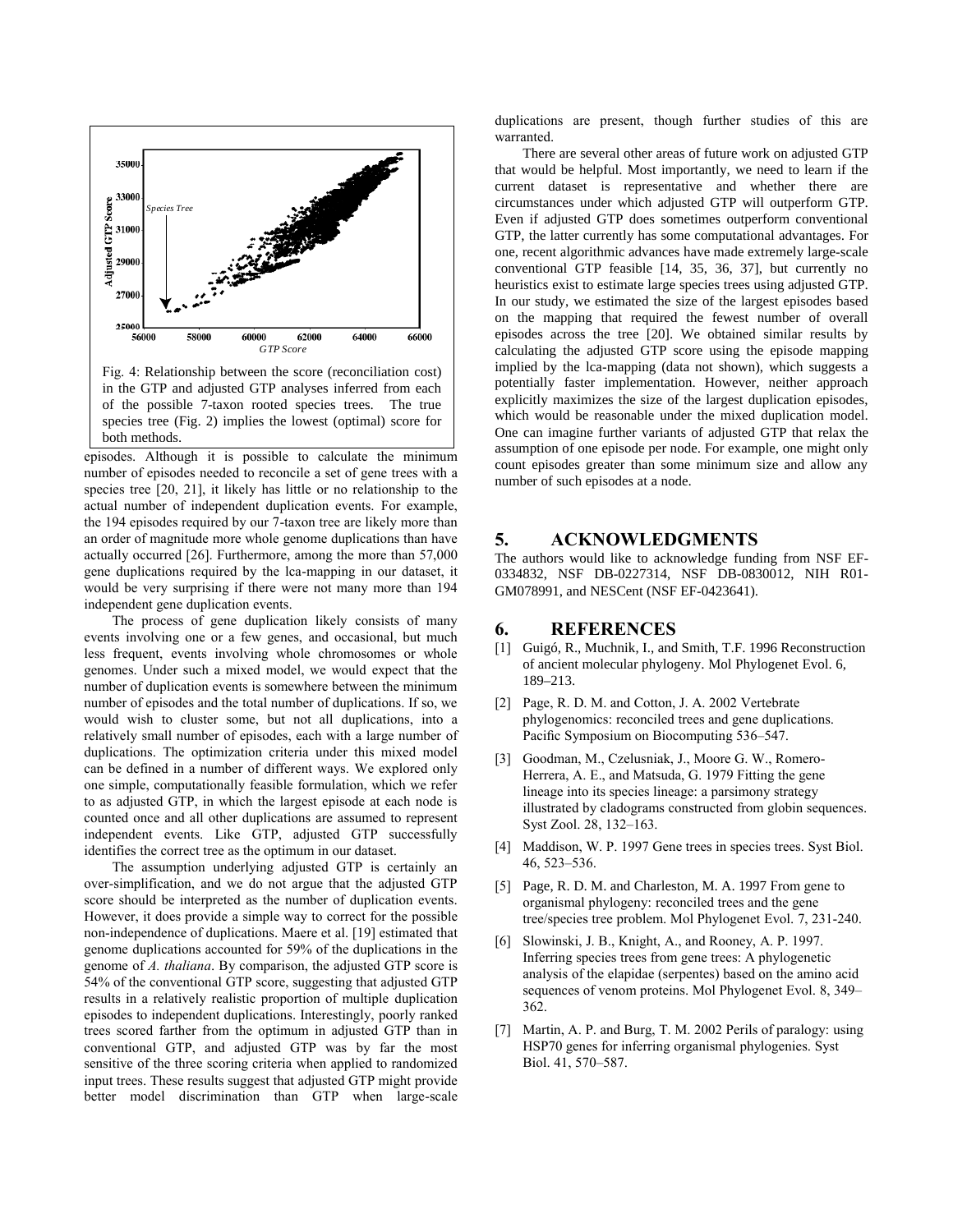Fig. 4: Relationship between the score (reconciliation cost) in the GTP and adjusted GTP analyses inferred from each of the possible 7-taxon rooted species trees. The true species tree (Fig. 2) implies the lowest (optimal) score for both methods.

episodes. Although it is possible to calculate the minimum number of episodes needed to reconcile a set of gene trees with a species tree [20, 21], it likely has little or no relationship to the actual number of independent duplication events. For example, the 194 episodes required by our 7-taxon tree are likely more than an order of magnitude more whole genome duplications than have actually occurred [26]. Furthermore, among the more than 57,000 gene duplications required by the lca-mapping in our dataset, it would be very surprising if there were not many more than 194 independent gene duplication events.

The process of gene duplication likely consists of many events involving one or a few genes, and occasional, but much less frequent, events involving whole chromosomes or whole genomes. Under such a mixed model, we would expect that the number of duplication events is somewhere between the minimum number of episodes and the total number of duplications. If so, we would wish to cluster some, but not all duplications, into a relatively small number of episodes, each with a large number of duplications. The optimization criteria under this mixed model can be defined in a number of different ways. We explored only one simple, computationally feasible formulation, which we refer to as adjusted GTP, in which the largest episode at each node is counted once and all other duplications are assumed to represent independent events. Like GTP, adjusted GTP successfully identifies the correct tree as the optimum in our dataset.

The assumption underlying adjusted GTP is certainly an over-simplification, and we do not argue that the adjusted GTP score should be interpreted as the number of duplication events. However, it does provide a simple way to correct for the possible non-independence of duplications. Maere et al. [19] estimated that genome duplications accounted for 59% of the duplications in the genome of *A. thaliana*. By comparison, the adjusted GTP score is 54% of the conventional GTP score, suggesting that adjusted GTP results in a relatively realistic proportion of multiple duplication episodes to independent duplications. Interestingly, poorly ranked trees scored farther from the optimum in adjusted GTP than in conventional GTP, and adjusted GTP was by far the most sensitive of the three scoring criteria when applied to randomized input trees. These results suggest that adjusted GTP might provide better model discrimination than GTP when large-scale duplications are present, though further studies of this are warranted.

There are several other areas of future work on adjusted GTP that would be helpful. Most importantly, we need to learn if the current dataset is representative and whether there are circumstances under which adjusted GTP will outperform GTP. Even if adjusted GTP does sometimes outperform conventional GTP, the latter currently has some computational advantages. For one, recent algorithmic advances have made extremely large-scale conventional GTP feasible [14, 35, 36, 37], but currently no heuristics exist to estimate large species trees using adjusted GTP. In our study, we estimated the size of the largest episodes based on the mapping that required the fewest number of overall episodes across the tree [20]. We obtained similar results by calculating the adjusted GTP score using the episode mapping implied by the lca-mapping (data not shown), which suggests a potentially faster implementation. However, neither approach explicitly maximizes the size of the largest duplication episodes, which would be reasonable under the mixed duplication model. One can imagine further variants of adjusted GTP that relax the assumption of one episode per node. For example, one might only count episodes greater than some minimum size and allow any number of such episodes at a node.

## 5. ACKNOWLEDGMENTS

The authors would like to acknowledge funding from NSF EF-0334832, NSF DB-0227314, NSF DB-0830012, NIH R01-GM078991, and NESCent (NSF EF-0423641).

## 6. REFERENCES

[1] Guigó, R., Muchnik, I., and Smith, T.F. 1996 Reconstruction of ancient molecular phylogeny. Mol Phylogenet Evol. 6, 189–213.

[2] Page, R. D. M. and Cotton, J. A. 2002 Vertebrate phylogenomics: reconciled trees and gene duplications. Pacific Symposium on Biocomputing 536–547.

[3] Goodman, M., Czelusniak, J., Moore G. W., Romero-Herrera, A. E., and Matsuda, G. 1979 Fitting the gene lineage into its species lineage: a parsimony strategy illustrated by cladograms constructed from globin sequences. Syst Zool. 28, 132–163.

[4] Maddison, W. P. 1997 Gene trees in species trees. Syst Biol. 46, 523–536.

[5] Page, R. D. M. and Charleston, M. A. 1997 From gene to organismal phylogeny: reconciled trees and the gene tree/species tree problem. Mol Phylogenet Evol. 7, 231-240.

[6] Slowinski, J. B., Knight, A., and Rooney, A. P. 1997. Inferring species trees from gene trees: A phylogenetic analysis of the elapidae (serpentes) based on the amino acid sequences of venom proteins. Mol Phylogenet Evol. 8, 349–362.

[7] Martin, A. P. and Burg, T. M. 2002 Perils of paralogy: using HSP70 genes for inferring organismal phylogenies. Syst Biol. 41, 570–587.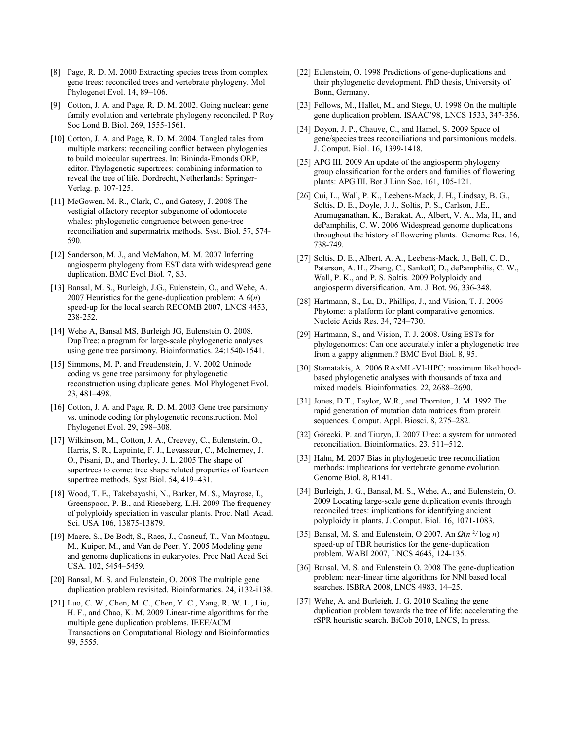[8] Page, R. D. M. 2000 Extracting species trees from complex gene trees: reconciled trees and vertebrate phylogeny. Mol Phylogenet Evol. 14, 89–106.

[9] Cotton, J. A. and Page, R. D. M. 2002. Going nuclear: gene family evolution and vertebrate phylogeny reconciled. P Roy Soc Lond B. Biol. 269, 1555-1561.

[10] Cotton, J. A. and Page, R. D. M. 2004. Tangled tales from multiple markers: reconciling conflict between phylogenies to build molecular supertrees. In: Bininda-Emonds ORP, editor. Phylogenetic supertrees: combining information to reveal the tree of life. Dordrecht, Netherlands: Springer-Verlag. p. 107-125.

[11] McGowen, M. R., Clark, C., and Gatesy, J. 2008 The vestigial olfactory receptor subgenome of odontocete whales: phylogenetic congruence between gene-tree reconciliation and supermatrix methods. Syst. Biol. 57, 574-590.

[12] Sanderson, M. J., and McMahon, M. M. 2007 Inferring angiosperm phylogeny from EST data with widespread gene duplication. BMC Evol Biol. 7, S3.

[13] Bansal, M. S., Burleigh, J.G., Eulenstein, O., and Wehe, A. 2007 Heuristics for the gene-duplication problem: A $\theta(n)$ speed-up for the local search RECOMB 2007, LNCS 4453, 238-252.

[14] Wehe A, Bansal MS, Burleigh JG, Eulenstein O. 2008. DupTree: a program for large-scale phylogenetic analyses using gene tree parsimony. Bioinformatics. 24:1540-1541.

[15] Simmons, M. P. and Freudenstein, J. V. 2002 Uninode coding vs gene tree parsimony for phylogenetic reconstruction using duplicate genes. Mol Phylogenet Evol. 23, 481–498.

[16] Cotton, J. A. and Page, R. D. M. 2003 Gene tree parsimony vs. uninode coding for phylogenetic reconstruction. Mol Phylogenet Evol. 29, 298–308.

[17] Wilkinson, M., Cotton, J. A., Creevey, C., Eulenstein, O., Harris, S. R., Lapointe, F. J., Levasseur, C., McInerney, J. O., Pisani, D., and Thorley, J. L. 2005 The shape of supertrees to come: tree shape related properties of fourteen supertree methods. Syst Biol. 54, 419–431.

[18] Wood, T. E., Takebayashi, N., Barker, M. S., Mayrose, I., Greenspoon, P. B., and Rieseberg, L.H. 2009 The frequency of polyploidy speciation in vascular plants. Proc. Natl. Acad. Sci. USA 106, 13875-13879.

[19] Maere, S., De Bodt, S., Raes, J., Casneuf, T., Van Montagu, M., Kuiper, M., and Van de Peer, Y. 2005 Modeling gene and genome duplications in eukaryotes. Proc Natl Acad Sci USA. 102, 5454–5459.

[20] Bansal, M. S. and Eulenstein, O. 2008 The multiple gene duplication problem revisited. Bioinformatics. 24, i132-i138.

[21] Luo, C. W., Chen, M. C., Chen, Y. C., Yang, R. W. L., Liu, H. F., and Chao, K. M. 2009 Linear-time algorithms for the multiple gene duplication problems. IEEE/ACM Transactions on Computational Biology and Bioinformatics 99, 5555.

[22] Eulenstein, O. 1998 Predictions of gene-duplications and their phylogenetic development. PhD thesis, University of Bonn, Germany.

[23] Fellows, M., Hallet, M., and Stege, U. 1998 On the multiple gene duplication problem. ISAAC'98, LNCS 1533, 347-356.

[24] Doyon, J. P., Chauve, C., and Hamel, S. 2009 Space of gene/species trees reconciliations and parsimonious models. J. Comput. Biol. 16, 1399-1418.

[25] APG III. 2009 An update of the angiosperm phylogeny group classification for the orders and families of flowering plants: APG III. Bot J Linn Soc. 161, 105-121.

[26] Cui, L., Wall, P. K., Leebens-Mack, J. H., Lindsay, B. G., Soltis, D. E., Doyle, J. J., Soltis, P. S., Carlson, J.E., Arumuganathan, K., Barakat, A., Albert, V. A., Ma, H., and dePamphilis, C. W. 2006 Widespread genome duplications throughout the history of flowering plants. Genome Res. 16, 738-749.

[27] Soltis, D. E., Albert, A. A., Leebens-Mack, J., Bell, C. D., Paterson, A. H., Zheng, C., Sankoff, D., dePamphilis, C. W., Wall, P. K., and P. S. Soltis. 2009 Polyploidy and angiosperm diversification. Am. J. Bot. 96, 336-348.

[28] Hartmann, S., Lu, D., Phillips, J., and Vision, T. J. 2006 Phytome: a platform for plant comparative genomics. Nucleic Acids Res. 34, 724–730.

[29] Hartmann, S., and Vision, T. J. 2008. Using ESTs for phylogenomics: Can one accurately infer a phylogenetic tree from a gappy alignment? BMC Evol Biol. 8, 95.

[30] Stamatakis, A. 2006 RAxML-VI-HPC: maximum likelihood-based phylogenetic analyses with thousands of taxa and mixed models. Bioinformatics. 22, 2688–2690.

[31] Jones, D.T., Taylor, W.R., and Thornton, J. M. 1992 The rapid generation of mutation data matrices from protein sequences. Comput. Appl. Biosci. 8, 275–282.

[32] Górecki, P. and Tiuryn, J. 2007 Urec: a system for unrooted reconciliation. Bioinformatics. 23, 511–512.

[33] Hahn, M. 2007 Bias in phylogenetic tree reconciliation methods: implications for vertebrate genome evolution. Genome Biol. 8, R141.

[34] Burleigh, J. G., Bansal, M. S., Wehe, A., and Eulenstein, O. 2009 Locating large-scale gene duplication events through reconciled trees: implications for identifying ancient polyploidy in plants. J. Comput. Biol. 16, 1071-1083.

[35] Bansal, M. S. and Eulenstein, O 2007. An $\Omega(n^2/\log n)$ speed-up of TBR heuristics for the gene-duplication problem. WABI 2007, LNCS 4645, 124-135.

[36] Bansal, M. S. and Eulenstein O. 2008 The gene-duplication problem: near-linear time algorithms for NNI based local searches. ISBRA 2008, LNCS 4983, 14–25.

[37] Wehe, A. and Burleigh, J. G. 2010 Scaling the gene duplication problem towards the tree of life: accelerating the rSPR heuristic search. BiCob 2010, LNCS, In press.